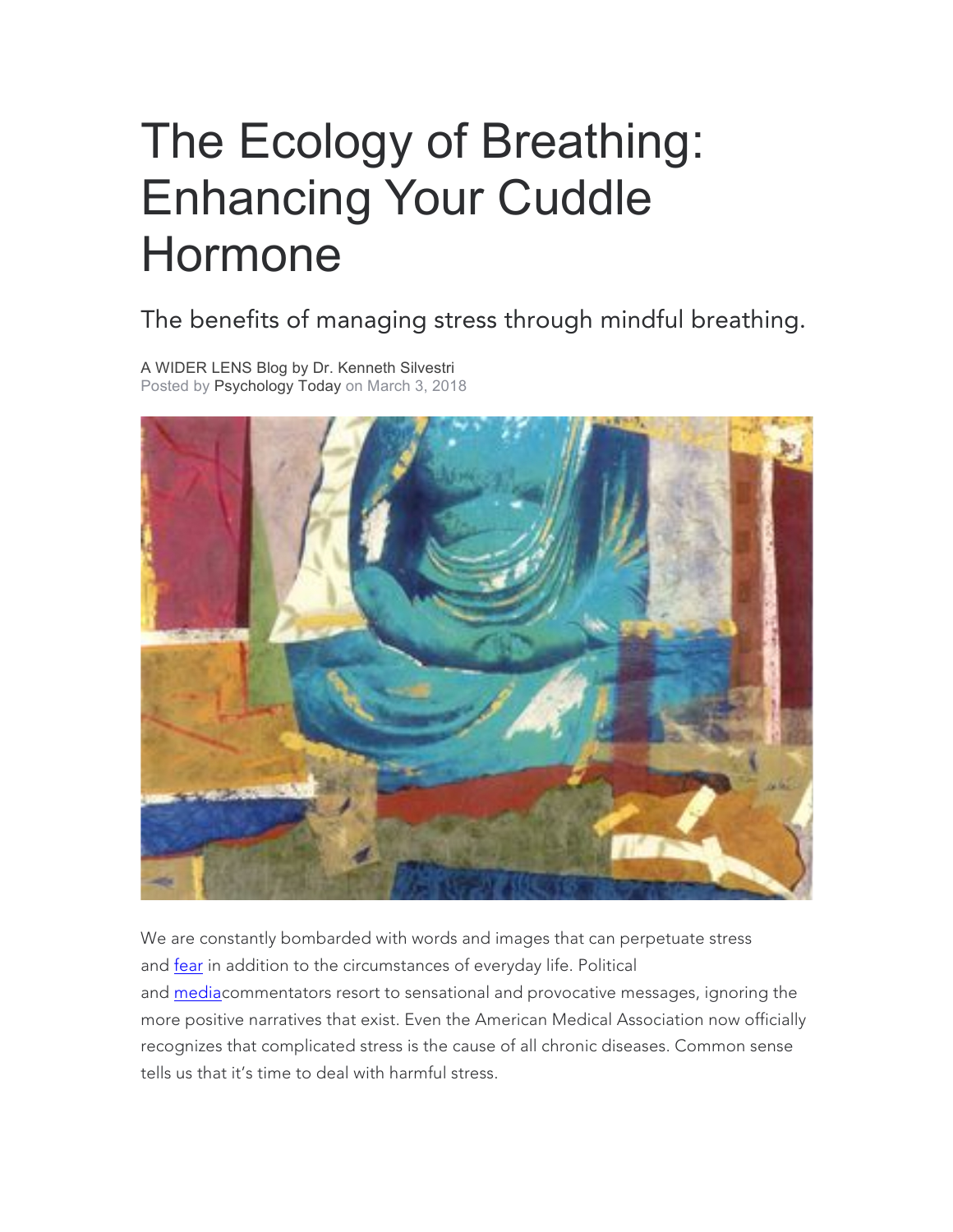# The Ecology of Breathing: Enhancing Your Cuddle Hormone

## The benefits of managing stress through mindful breathing.

A WIDER LENS Blog by Dr. Kenneth Silvestri
Posted by Psychology Today on March 3, 2018

We are constantly bombarded with words and images that can perpetuate stress and fear in addition to the circumstances of everyday life. Political and mediacommentators resort to sensational and provocative messages, ignoring the more positive narratives that exist. Even the American Medical Association now officially recognizes that complicated stress is the cause of all chronic diseases. Common sense tells us that it's time to deal with harmful stress.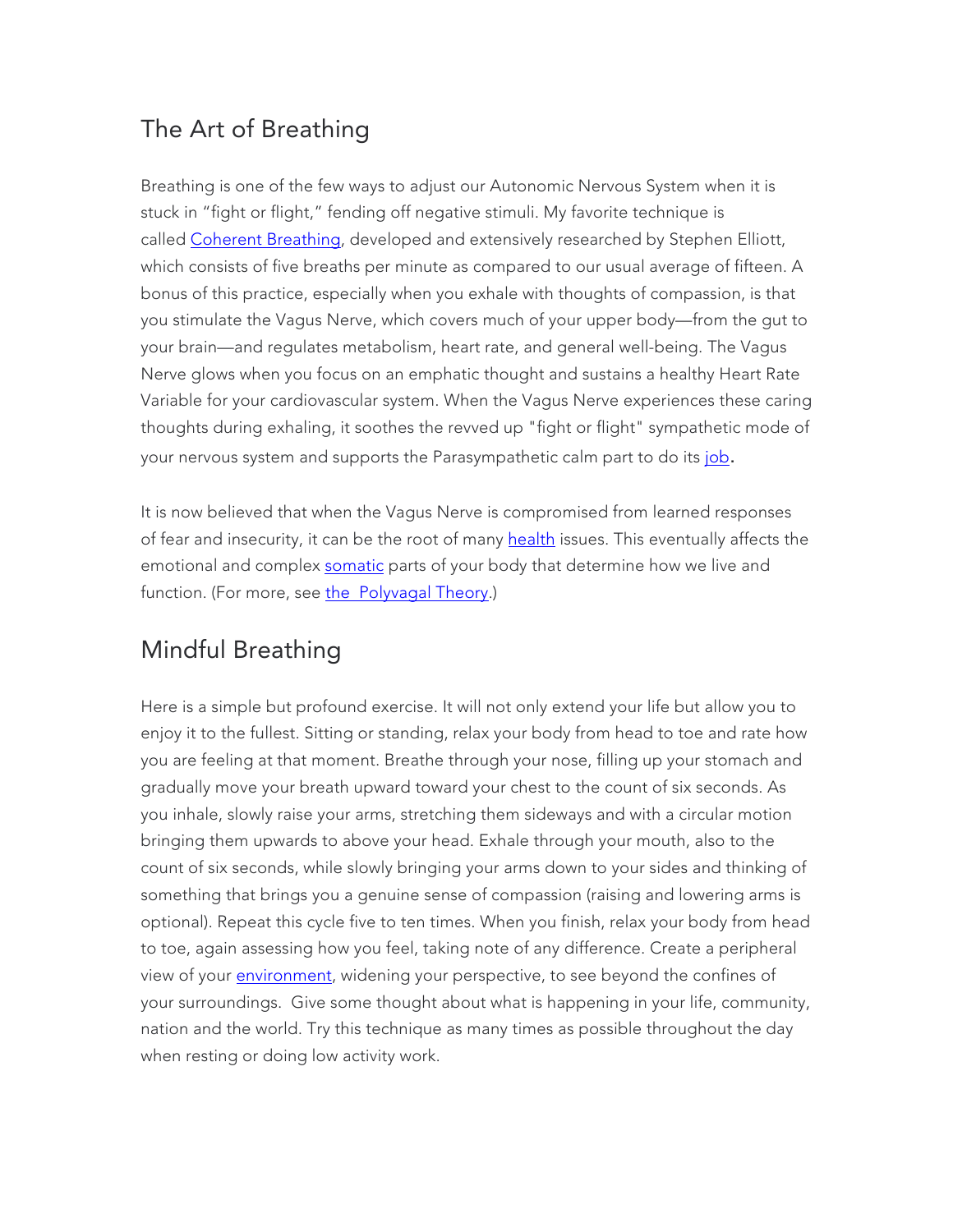## The Art of Breathing

Breathing is one of the few ways to adjust our Autonomic Nervous System when it is stuck in "fight or flight," fending off negative stimuli. My favorite technique is called Coherent Breathing, developed and extensively researched by Stephen Elliott, which consists of five breaths per minute as compared to our usual average of fifteen. A bonus of this practice, especially when you exhale with thoughts of compassion, is that you stimulate the Vagus Nerve, which covers much of your upper body—from the gut to your brain—and regulates metabolism, heart rate, and general well-being. The Vagus Nerve glows when you focus on an emphatic thought and sustains a healthy Heart Rate Variable for your cardiovascular system. When the Vagus Nerve experiences these caring thoughts during exhaling, it soothes the revved up "fight or flight" sympathetic mode of your nervous system and supports the Parasympathetic calm part to do its job.

It is now believed that when the Vagus Nerve is compromised from learned responses of fear and insecurity, it can be the root of many health issues. This eventually affects the emotional and complex somatic parts of your body that determine how we live and function. (For more, see the Polyvagal Theory.)

## Mindful Breathing

Here is a simple but profound exercise. It will not only extend your life but allow you to enjoy it to the fullest. Sitting or standing, relax your body from head to toe and rate how you are feeling at that moment. Breathe through your nose, filling up your stomach and gradually move your breath upward toward your chest to the count of six seconds. As you inhale, slowly raise your arms, stretching them sideways and with a circular motion bringing them upwards to above your head. Exhale through your mouth, also to the count of six seconds, while slowly bringing your arms down to your sides and thinking of something that brings you a genuine sense of compassion (raising and lowering arms is optional). Repeat this cycle five to ten times. When you finish, relax your body from head to toe, again assessing how you feel, taking note of any difference. Create a peripheral view of your environment, widening your perspective, to see beyond the confines of your surroundings. Give some thought about what is happening in your life, community, nation and the world. Try this technique as many times as possible throughout the day when resting or doing low activity work.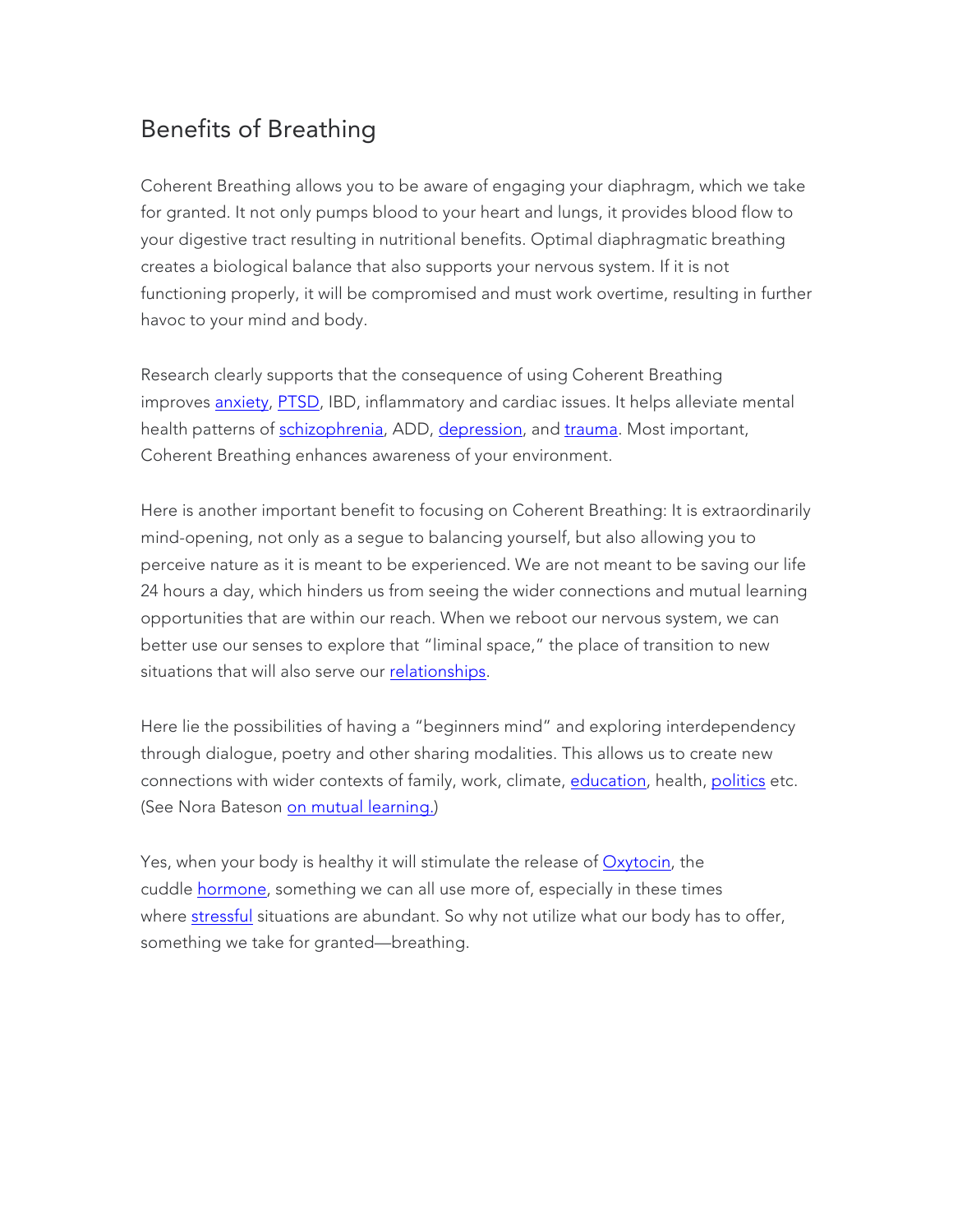## Benefits of Breathing

Coherent Breathing allows you to be aware of engaging your diaphragm, which we take for granted. It not only pumps blood to your heart and lungs, it provides blood flow to your digestive tract resulting in nutritional benefits. Optimal diaphragmatic breathing creates a biological balance that also supports your nervous system. If it is not functioning properly, it will be compromised and must work overtime, resulting in further havoc to your mind and body.

Research clearly supports that the consequence of using Coherent Breathing improves anxiety, PTSD, IBD, inflammatory and cardiac issues. It helps alleviate mental health patterns of schizophrenia, ADD, depression, and trauma. Most important, Coherent Breathing enhances awareness of your environment.

Here is another important benefit to focusing on Coherent Breathing: It is extraordinarily mind-opening, not only as a segue to balancing yourself, but also allowing you to perceive nature as it is meant to be experienced. We are not meant to be saving our life 24 hours a day, which hinders us from seeing the wider connections and mutual learning opportunities that are within our reach. When we reboot our nervous system, we can better use our senses to explore that "liminal space," the place of transition to new situations that will also serve our relationships.

Here lie the possibilities of having a "beginners mind" and exploring interdependency through dialogue, poetry and other sharing modalities. This allows us to create new connections with wider contexts of family, work, climate, education, health, politics etc. (See Nora Bateson on mutual learning.)

Yes, when your body is healthy it will stimulate the release of Oxytocin, the cuddle hormone, something we can all use more of, especially in these times where stressful situations are abundant. So why not utilize what our body has to offer, something we take for granted—breathing.